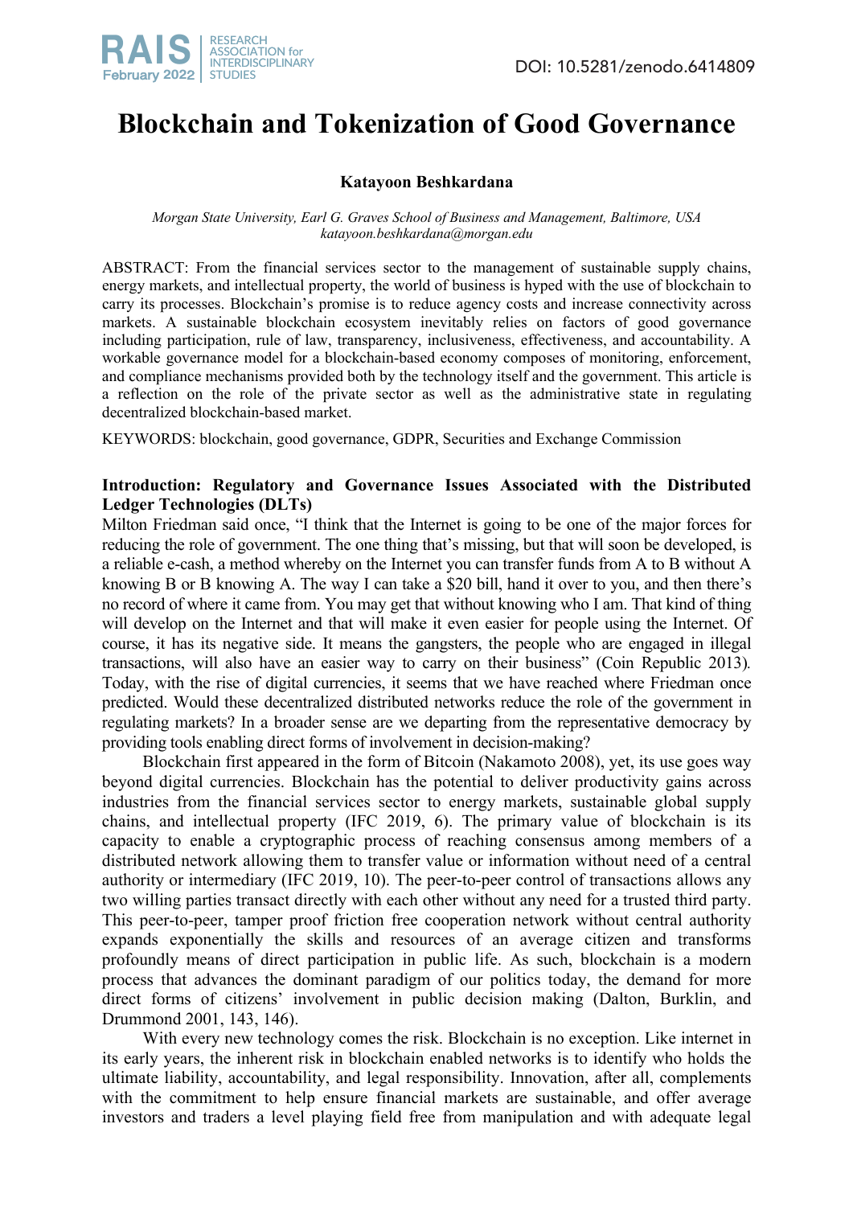# Blockchain and Tokenization of Good Governance

**Katayoon Beshkardana**

*Morgan State University, Earl G. Graves School of Business and Management, Baltimore, USA*
*katayoon.beshkardana@morgan.edu*

ABSTRACT: From the financial services sector to the management of sustainable supply chains, energy markets, and intellectual property, the world of business is hyped with the use of blockchain to carry its processes. Blockchain's promise is to reduce agency costs and increase connectivity across markets. A sustainable blockchain ecosystem inevitably relies on factors of good governance including participation, rule of law, transparency, inclusiveness, effectiveness, and accountability. A workable governance model for a blockchain-based economy composes of monitoring, enforcement, and compliance mechanisms provided both by the technology itself and the government. This article is a reflection on the role of the private sector as well as the administrative state in regulating decentralized blockchain-based market.

KEYWORDS: blockchain, good governance, GDPR, Securities and Exchange Commission

## Introduction: Regulatory and Governance Issues Associated with the Distributed Ledger Technologies (DLTs)

Milton Friedman said once, "I think that the Internet is going to be one of the major forces for reducing the role of government. The one thing that's missing, but that will soon be developed, is a reliable e-cash, a method whereby on the Internet you can transfer funds from A to B without A knowing B or B knowing A. The way I can take a $20 bill, hand it over to you, and then there's no record of where it came from. You may get that without knowing who I am. That kind of thing will develop on the Internet and that will make it even easier for people using the Internet. Of course, it has its negative side. It means the gangsters, the people who are engaged in illegal transactions, will also have an easier way to carry on their business" (Coin Republic 2013). Today, with the rise of digital currencies, it seems that we have reached where Friedman once predicted. Would these decentralized distributed networks reduce the role of the government in regulating markets? In a broader sense are we departing from the representative democracy by providing tools enabling direct forms of involvement in decision-making?

Blockchain first appeared in the form of Bitcoin (Nakamoto 2008), yet, its use goes way beyond digital currencies. Blockchain has the potential to deliver productivity gains across industries from the financial services sector to energy markets, sustainable global supply chains, and intellectual property (IFC 2019, 6). The primary value of blockchain is its capacity to enable a cryptographic process of reaching consensus among members of a distributed network allowing them to transfer value or information without need of a central authority or intermediary (IFC 2019, 10). The peer-to-peer control of transactions allows any two willing parties transact directly with each other without any need for a trusted third party. This peer-to-peer, tamper proof friction free cooperation network without central authority expands exponentially the skills and resources of an average citizen and transforms profoundly means of direct participation in public life. As such, blockchain is a modern process that advances the dominant paradigm of our politics today, the demand for more direct forms of citizens' involvement in public decision making (Dalton, Burklin, and Drummond 2001, 143, 146).

With every new technology comes the risk. Blockchain is no exception. Like internet in its early years, the inherent risk in blockchain enabled networks is to identify who holds the ultimate liability, accountability, and legal responsibility. Innovation, after all, complements with the commitment to help ensure financial markets are sustainable, and offer average investors and traders a level playing field free from manipulation and with adequate legal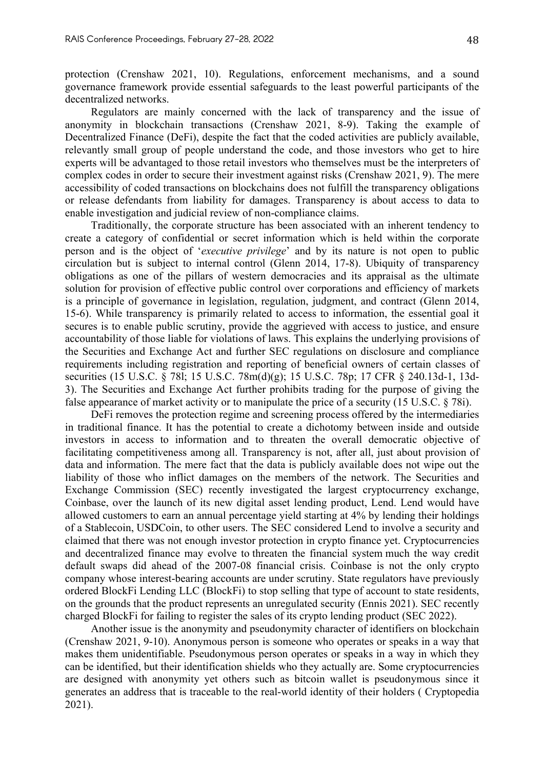protection (Crenshaw 2021, 10). Regulations, enforcement mechanisms, and a sound governance framework provide essential safeguards to the least powerful participants of the decentralized networks.

Regulators are mainly concerned with the lack of transparency and the issue of anonymity in blockchain transactions (Crenshaw 2021, 8-9). Taking the example of Decentralized Finance (DeFi), despite the fact that the coded activities are publicly available, relevantly small group of people understand the code, and those investors who get to hire experts will be advantaged to those retail investors who themselves must be the interpreters of complex codes in order to secure their investment against risks (Crenshaw 2021, 9). The mere accessibility of coded transactions on blockchains does not fulfill the transparency obligations or release defendants from liability for damages. Transparency is about access to data to enable investigation and judicial review of non-compliance claims.

Traditionally, the corporate structure has been associated with an inherent tendency to create a category of confidential or secret information which is held within the corporate person and is the object of '*executive privilege*' and by its nature is not open to public circulation but is subject to internal control (Glenn 2014, 17-8). Ubiquity of transparency obligations as one of the pillars of western democracies and its appraisal as the ultimate solution for provision of effective public control over corporations and efficiency of markets is a principle of governance in legislation, regulation, judgment, and contract (Glenn 2014, 15-6). While transparency is primarily related to access to information, the essential goal it secures is to enable public scrutiny, provide the aggrieved with access to justice, and ensure accountability of those liable for violations of laws. This explains the underlying provisions of the Securities and Exchange Act and further SEC regulations on disclosure and compliance requirements including registration and reporting of beneficial owners of certain classes of securities (15 U.S.C. § 78l; 15 U.S.C. 78m(d)(g); 15 U.S.C. 78p; 17 CFR § 240.13d-1, 13d-3). The Securities and Exchange Act further prohibits trading for the purpose of giving the false appearance of market activity or to manipulate the price of a security (15 U.S.C. § 78i).

DeFi removes the protection regime and screening process offered by the intermediaries in traditional finance. It has the potential to create a dichotomy between inside and outside investors in access to information and to threaten the overall democratic objective of facilitating competitiveness among all. Transparency is not, after all, just about provision of data and information. The mere fact that the data is publicly available does not wipe out the liability of those who inflict damages on the members of the network. The Securities and Exchange Commission (SEC) recently investigated the largest cryptocurrency exchange, Coinbase, over the launch of its new digital asset lending product, Lend. Lend would have allowed customers to earn an annual percentage yield starting at 4% by lending their holdings of a Stablecoin, USDCoin, to other users. The SEC considered Lend to involve a security and claimed that there was not enough investor protection in crypto finance yet. Cryptocurrencies and decentralized finance may evolve to threaten the financial system much the way credit default swaps did ahead of the 2007-08 financial crisis. Coinbase is not the only crypto company whose interest-bearing accounts are under scrutiny. State regulators have previously ordered BlockFi Lending LLC (BlockFi) to stop selling that type of account to state residents, on the grounds that the product represents an unregulated security (Ennis 2021). SEC recently charged BlockFi for failing to register the sales of its crypto lending product (SEC 2022).

Another issue is the anonymity and pseudonymity character of identifiers on blockchain (Crenshaw 2021, 9-10). Anonymous person is someone who operates or speaks in a way that makes them unidentifiable. Pseudonymous person operates or speaks in a way in which they can be identified, but their identification shields who they actually are. Some cryptocurrencies are designed with anonymity yet others such as bitcoin wallet is pseudonymous since it generates an address that is traceable to the real-world identity of their holders ( Cryptopedia 2021).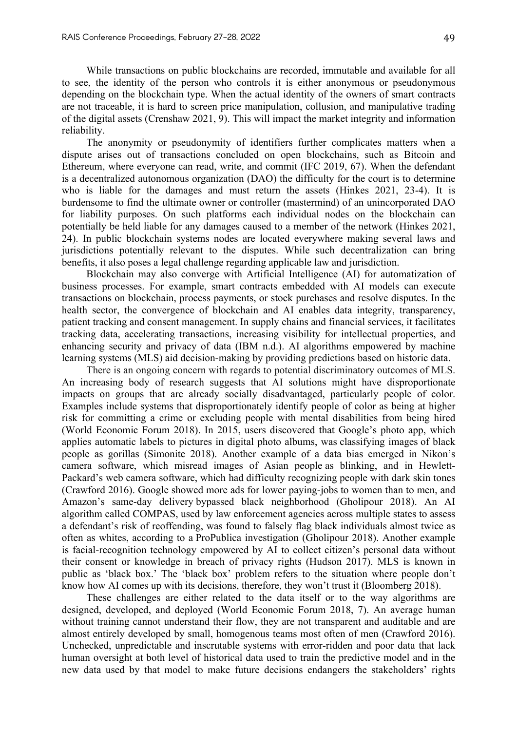While transactions on public blockchains are recorded, immutable and available for all to see, the identity of the person who controls it is either anonymous or pseudonymous depending on the blockchain type. When the actual identity of the owners of smart contracts are not traceable, it is hard to screen price manipulation, collusion, and manipulative trading of the digital assets (Crenshaw 2021, 9). This will impact the market integrity and information reliability.

The anonymity or pseudonymity of identifiers further complicates matters when a dispute arises out of transactions concluded on open blockchains, such as Bitcoin and Ethereum, where everyone can read, write, and commit (IFC 2019, 67). When the defendant is a decentralized autonomous organization (DAO) the difficulty for the court is to determine who is liable for the damages and must return the assets (Hinkes 2021, 23-4). It is burdensome to find the ultimate owner or controller (mastermind) of an unincorporated DAO for liability purposes. On such platforms each individual nodes on the blockchain can potentially be held liable for any damages caused to a member of the network (Hinkes 2021, 24). In public blockchain systems nodes are located everywhere making several laws and jurisdictions potentially relevant to the disputes. While such decentralization can bring benefits, it also poses a legal challenge regarding applicable law and jurisdiction.

Blockchain may also converge with Artificial Intelligence (AI) for automatization of business processes. For example, smart contracts embedded with AI models can execute transactions on blockchain, process payments, or stock purchases and resolve disputes. In the health sector, the convergence of blockchain and AI enables data integrity, transparency, patient tracking and consent management. In supply chains and financial services, it facilitates tracking data, accelerating transactions, increasing visibility for intellectual properties, and enhancing security and privacy of data (IBM n.d.). AI algorithms empowered by machine learning systems (MLS) aid decision-making by providing predictions based on historic data.

There is an ongoing concern with regards to potential discriminatory outcomes of MLS. An increasing body of research suggests that AI solutions might have disproportionate impacts on groups that are already socially disadvantaged, particularly people of color. Examples include systems that disproportionately identify people of color as being at higher risk for committing a crime or excluding people with mental disabilities from being hired (World Economic Forum 2018). In 2015, users discovered that Google's photo app, which applies automatic labels to pictures in digital photo albums, was classifying images of black people as gorillas (Simonite 2018). Another example of a data bias emerged in Nikon's camera software, which misread images of Asian people as blinking, and in Hewlett-Packard's web camera software, which had difficulty recognizing people with dark skin tones (Crawford 2016). Google showed more ads for lower paying-jobs to women than to men, and Amazon's same-day delivery bypassed black neighborhood (Gholipour 2018). An AI algorithm called COMPAS, used by law enforcement agencies across multiple states to assess a defendant's risk of reoffending, was found to falsely flag black individuals almost twice as often as whites, according to a ProPublica investigation (Gholipour 2018). Another example is facial-recognition technology empowered by AI to collect citizen's personal data without their consent or knowledge in breach of privacy rights (Hudson 2017). MLS is known in public as 'black box.' The 'black box' problem refers to the situation where people don't know how AI comes up with its decisions, therefore, they won't trust it (Bloomberg 2018).

These challenges are either related to the data itself or to the way algorithms are designed, developed, and deployed (World Economic Forum 2018, 7). An average human without training cannot understand their flow, they are not transparent and auditable and are almost entirely developed by small, homogenous teams most often of men (Crawford 2016). Unchecked, unpredictable and inscrutable systems with error-ridden and poor data that lack human oversight at both level of historical data used to train the predictive model and in the new data used by that model to make future decisions endangers the stakeholders' rights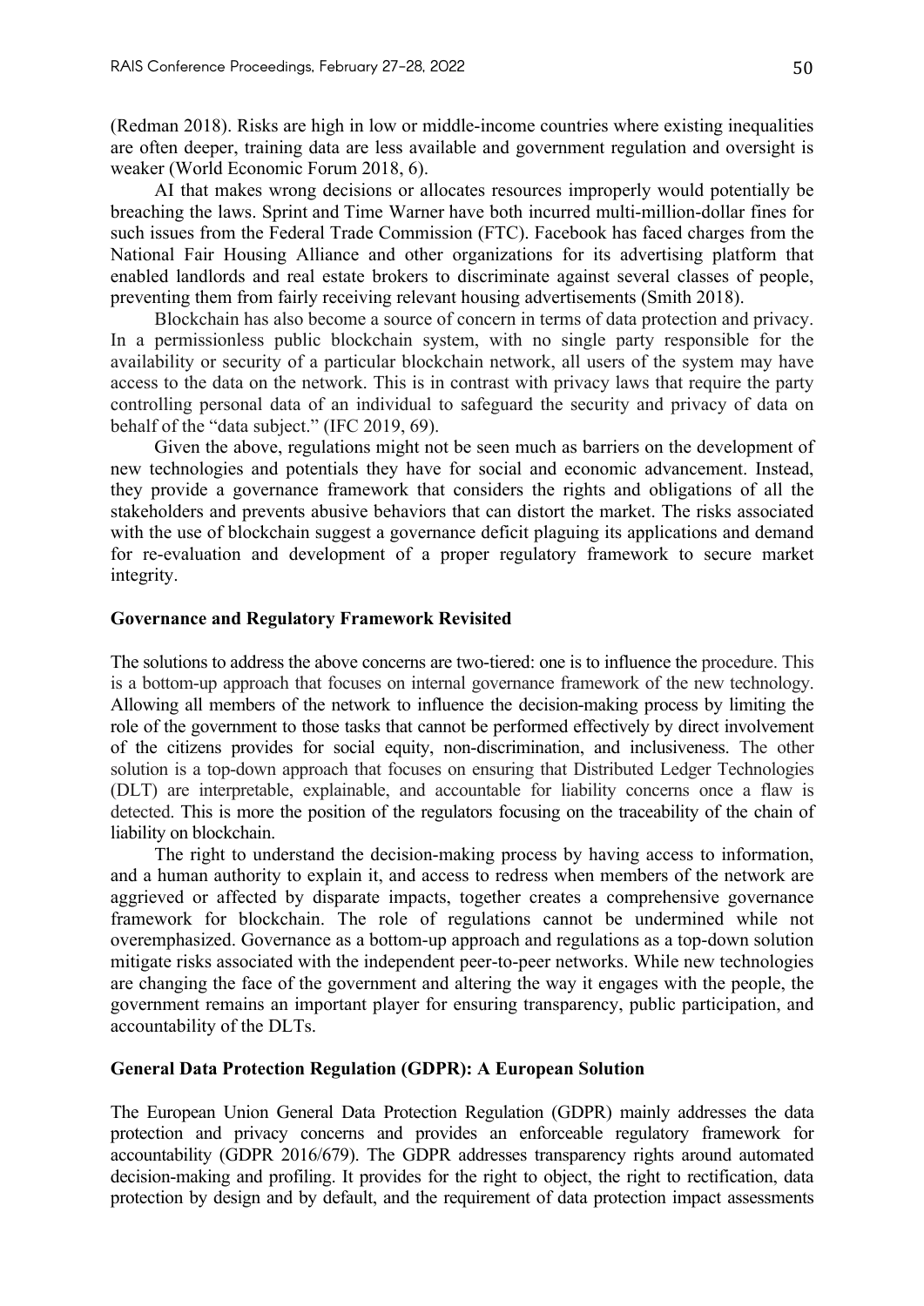(Redman 2018). Risks are high in low or middle-income countries where existing inequalities are often deeper, training data are less available and government regulation and oversight is weaker (World Economic Forum 2018, 6).

AI that makes wrong decisions or allocates resources improperly would potentially be breaching the laws. Sprint and Time Warner have both incurred multi-million-dollar fines for such issues from the Federal Trade Commission (FTC). Facebook has faced charges from the National Fair Housing Alliance and other organizations for its advertising platform that enabled landlords and real estate brokers to discriminate against several classes of people, preventing them from fairly receiving relevant housing advertisements (Smith 2018).

Blockchain has also become a source of concern in terms of data protection and privacy. In a permissionless public blockchain system, with no single party responsible for the availability or security of a particular blockchain network, all users of the system may have access to the data on the network. This is in contrast with privacy laws that require the party controlling personal data of an individual to safeguard the security and privacy of data on behalf of the "data subject." (IFC 2019, 69).

Given the above, regulations might not be seen much as barriers on the development of new technologies and potentials they have for social and economic advancement. Instead, they provide a governance framework that considers the rights and obligations of all the stakeholders and prevents abusive behaviors that can distort the market. The risks associated with the use of blockchain suggest a governance deficit plaguing its applications and demand for re-evaluation and development of a proper regulatory framework to secure market integrity.

### Governance and Regulatory Framework Revisited

The solutions to address the above concerns are two-tiered: one is to influence the procedure. This is a bottom-up approach that focuses on internal governance framework of the new technology. Allowing all members of the network to influence the decision-making process by limiting the role of the government to those tasks that cannot be performed effectively by direct involvement of the citizens provides for social equity, non-discrimination, and inclusiveness. The other solution is a top-down approach that focuses on ensuring that Distributed Ledger Technologies (DLT) are interpretable, explainable, and accountable for liability concerns once a flaw is detected. This is more the position of the regulators focusing on the traceability of the chain of liability on blockchain.

The right to understand the decision-making process by having access to information, and a human authority to explain it, and access to redress when members of the network are aggrieved or affected by disparate impacts, together creates a comprehensive governance framework for blockchain. The role of regulations cannot be undermined while not overemphasized. Governance as a bottom-up approach and regulations as a top-down solution mitigate risks associated with the independent peer-to-peer networks. While new technologies are changing the face of the government and altering the way it engages with the people, the government remains an important player for ensuring transparency, public participation, and accountability of the DLTs.

### General Data Protection Regulation (GDPR): A European Solution

The European Union General Data Protection Regulation (GDPR) mainly addresses the data protection and privacy concerns and provides an enforceable regulatory framework for accountability (GDPR 2016/679). The GDPR addresses transparency rights around automated decision-making and profiling. It provides for the right to object, the right to rectification, data protection by design and by default, and the requirement of data protection impact assessments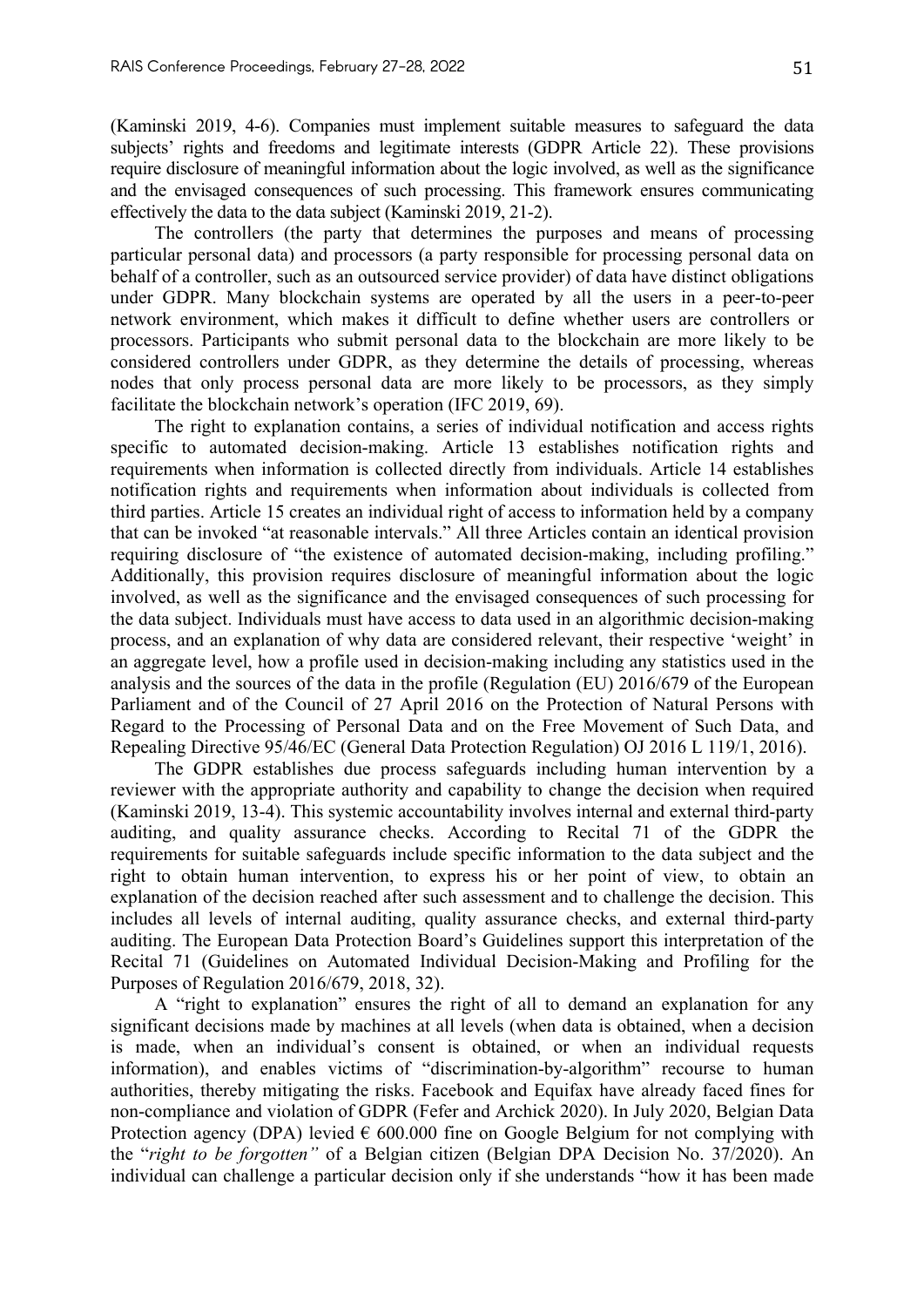(Kaminski 2019, 4-6). Companies must implement suitable measures to safeguard the data subjects' rights and freedoms and legitimate interests (GDPR Article 22). These provisions require disclosure of meaningful information about the logic involved, as well as the significance and the envisaged consequences of such processing. This framework ensures communicating effectively the data to the data subject (Kaminski 2019, 21-2).

The controllers (the party that determines the purposes and means of processing particular personal data) and processors (a party responsible for processing personal data on behalf of a controller, such as an outsourced service provider) of data have distinct obligations under GDPR. Many blockchain systems are operated by all the users in a peer-to-peer network environment, which makes it difficult to define whether users are controllers or processors. Participants who submit personal data to the blockchain are more likely to be considered controllers under GDPR, as they determine the details of processing, whereas nodes that only process personal data are more likely to be processors, as they simply facilitate the blockchain network's operation (IFC 2019, 69).

The right to explanation contains, a series of individual notification and access rights specific to automated decision-making. Article 13 establishes notification rights and requirements when information is collected directly from individuals. Article 14 establishes notification rights and requirements when information about individuals is collected from third parties. Article 15 creates an individual right of access to information held by a company that can be invoked "at reasonable intervals." All three Articles contain an identical provision requiring disclosure of "the existence of automated decision-making, including profiling." Additionally, this provision requires disclosure of meaningful information about the logic involved, as well as the significance and the envisaged consequences of such processing for the data subject. Individuals must have access to data used in an algorithmic decision-making process, and an explanation of why data are considered relevant, their respective 'weight' in an aggregate level, how a profile used in decision-making including any statistics used in the analysis and the sources of the data in the profile (Regulation (EU) 2016/679 of the European Parliament and of the Council of 27 April 2016 on the Protection of Natural Persons with Regard to the Processing of Personal Data and on the Free Movement of Such Data, and Repealing Directive 95/46/EC (General Data Protection Regulation) OJ 2016 L 119/1, 2016).

The GDPR establishes due process safeguards including human intervention by a reviewer with the appropriate authority and capability to change the decision when required (Kaminski 2019, 13-4). This systemic accountability involves internal and external third-party auditing, and quality assurance checks. According to Recital 71 of the GDPR the requirements for suitable safeguards include specific information to the data subject and the right to obtain human intervention, to express his or her point of view, to obtain an explanation of the decision reached after such assessment and to challenge the decision. This includes all levels of internal auditing, quality assurance checks, and external third-party auditing. The European Data Protection Board's Guidelines support this interpretation of the Recital 71 (Guidelines on Automated Individual Decision-Making and Profiling for the Purposes of Regulation 2016/679, 2018, 32).

A "right to explanation" ensures the right of all to demand an explanation for any significant decisions made by machines at all levels (when data is obtained, when a decision is made, when an individual's consent is obtained, or when an individual requests information), and enables victims of "discrimination-by-algorithm" recourse to human authorities, thereby mitigating the risks. Facebook and Equifax have already faced fines for non-compliance and violation of GDPR (Fefer and Archick 2020). In July 2020, Belgian Data Protection agency (DPA) levied € 600.000 fine on Google Belgium for not complying with the "*right to be forgotten"* of a Belgian citizen (Belgian DPA Decision No. 37/2020). An individual can challenge a particular decision only if she understands "how it has been made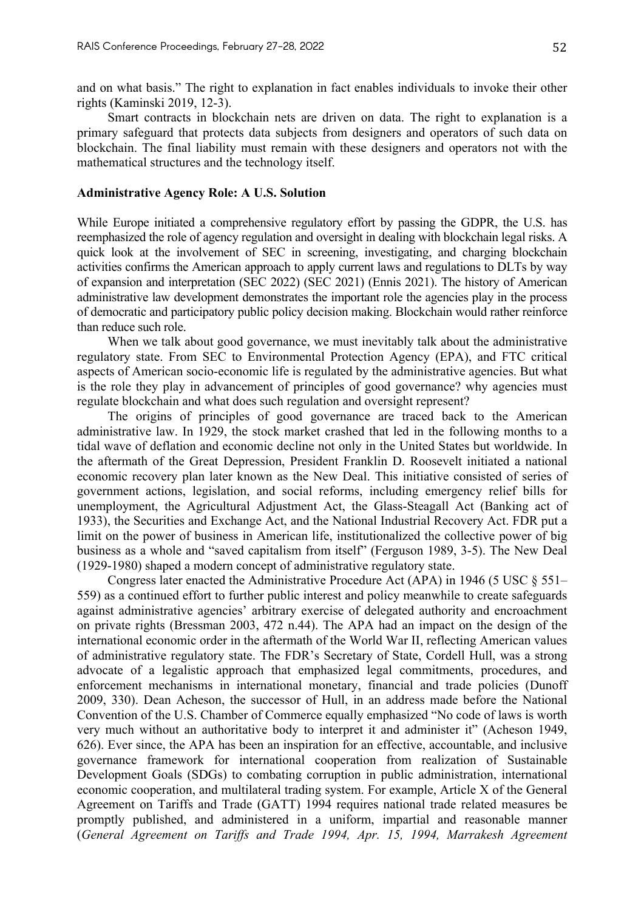and on what basis." The right to explanation in fact enables individuals to invoke their other rights (Kaminski 2019, 12-3).

Smart contracts in blockchain nets are driven on data. The right to explanation is a primary safeguard that protects data subjects from designers and operators of such data on blockchain. The final liability must remain with these designers and operators not with the mathematical structures and the technology itself.

## Administrative Agency Role: A U.S. Solution

While Europe initiated a comprehensive regulatory effort by passing the GDPR, the U.S. has reemphasized the role of agency regulation and oversight in dealing with blockchain legal risks. A quick look at the involvement of SEC in screening, investigating, and charging blockchain activities confirms the American approach to apply current laws and regulations to DLTs by way of expansion and interpretation (SEC 2022) (SEC 2021) (Ennis 2021). The history of American administrative law development demonstrates the important role the agencies play in the process of democratic and participatory public policy decision making. Blockchain would rather reinforce than reduce such role.

When we talk about good governance, we must inevitably talk about the administrative regulatory state. From SEC to Environmental Protection Agency (EPA), and FTC critical aspects of American socio-economic life is regulated by the administrative agencies. But what is the role they play in advancement of principles of good governance? why agencies must regulate blockchain and what does such regulation and oversight represent?

The origins of principles of good governance are traced back to the American administrative law. In 1929, the stock market crashed that led in the following months to a tidal wave of deflation and economic decline not only in the United States but worldwide. In the aftermath of the Great Depression, President Franklin D. Roosevelt initiated a national economic recovery plan later known as the New Deal. This initiative consisted of series of government actions, legislation, and social reforms, including emergency relief bills for unemployment, the Agricultural Adjustment Act, the Glass-Steagall Act (Banking act of 1933), the Securities and Exchange Act, and the National Industrial Recovery Act. FDR put a limit on the power of business in American life, institutionalized the collective power of big business as a whole and "saved capitalism from itself" (Ferguson 1989, 3-5). The New Deal (1929-1980) shaped a modern concept of administrative regulatory state.

Congress later enacted the Administrative Procedure Act (APA) in 1946 (5 USC § 551–559) as a continued effort to further public interest and policy meanwhile to create safeguards against administrative agencies' arbitrary exercise of delegated authority and encroachment on private rights (Bressman 2003, 472 n.44). The APA had an impact on the design of the international economic order in the aftermath of the World War II, reflecting American values of administrative regulatory state. The FDR's Secretary of State, Cordell Hull, was a strong advocate of a legalistic approach that emphasized legal commitments, procedures, and enforcement mechanisms in international monetary, financial and trade policies (Dunoff 2009, 330). Dean Acheson, the successor of Hull, in an address made before the National Convention of the U.S. Chamber of Commerce equally emphasized "No code of laws is worth very much without an authoritative body to interpret it and administer it" (Acheson 1949, 626). Ever since, the APA has been an inspiration for an effective, accountable, and inclusive governance framework for international cooperation from realization of Sustainable Development Goals (SDGs) to combating corruption in public administration, international economic cooperation, and multilateral trading system. For example, Article X of the General Agreement on Tariffs and Trade (GATT) 1994 requires national trade related measures be promptly published, and administered in a uniform, impartial and reasonable manner (*General Agreement on Tariffs and Trade 1994, Apr. 15, 1994, Marrakesh Agreement*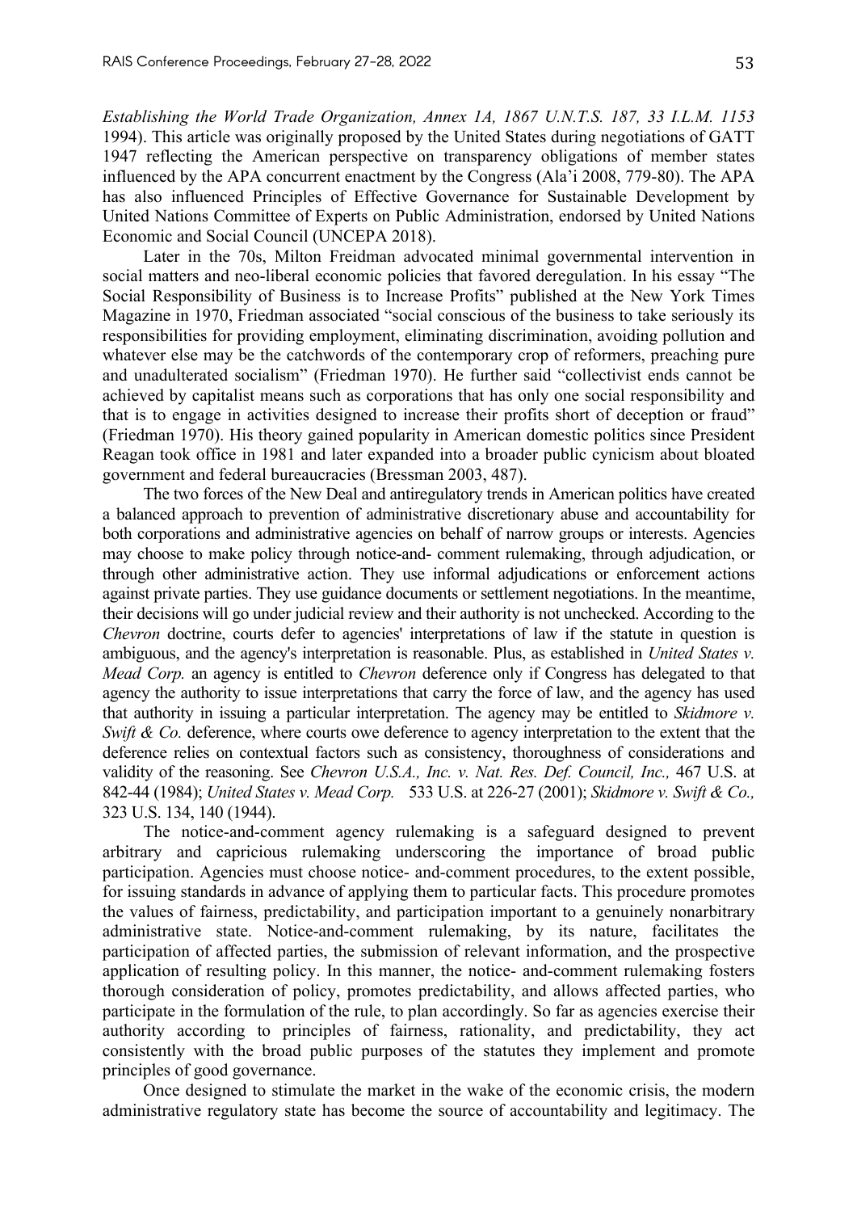*Establishing the World Trade Organization, Annex 1A, 1867 U.N.T.S. 187, 33 I.L.M. 1153* 1994). This article was originally proposed by the United States during negotiations of GATT 1947 reflecting the American perspective on transparency obligations of member states influenced by the APA concurrent enactment by the Congress (Ala'i 2008, 779-80). The APA has also influenced Principles of Effective Governance for Sustainable Development by United Nations Committee of Experts on Public Administration, endorsed by United Nations Economic and Social Council (UNCEPA 2018).

Later in the 70s, Milton Freidman advocated minimal governmental intervention in social matters and neo-liberal economic policies that favored deregulation. In his essay "The Social Responsibility of Business is to Increase Profits" published at the New York Times Magazine in 1970, Friedman associated "social conscious of the business to take seriously its responsibilities for providing employment, eliminating discrimination, avoiding pollution and whatever else may be the catchwords of the contemporary crop of reformers, preaching pure and unadulterated socialism" (Friedman 1970). He further said "collectivist ends cannot be achieved by capitalist means such as corporations that has only one social responsibility and that is to engage in activities designed to increase their profits short of deception or fraud" (Friedman 1970). His theory gained popularity in American domestic politics since President Reagan took office in 1981 and later expanded into a broader public cynicism about bloated government and federal bureaucracies (Bressman 2003, 487).

The two forces of the New Deal and antiregulatory trends in American politics have created a balanced approach to prevention of administrative discretionary abuse and accountability for both corporations and administrative agencies on behalf of narrow groups or interests. Agencies may choose to make policy through notice-and- comment rulemaking, through adjudication, or through other administrative action. They use informal adjudications or enforcement actions against private parties. They use guidance documents or settlement negotiations. In the meantime, their decisions will go under judicial review and their authority is not unchecked. According to the *Chevron* doctrine, courts defer to agencies' interpretations of law if the statute in question is ambiguous, and the agency's interpretation is reasonable. Plus, as established in *United States v. Mead Corp.* an agency is entitled to *Chevron* deference only if Congress has delegated to that agency the authority to issue interpretations that carry the force of law, and the agency has used that authority in issuing a particular interpretation. The agency may be entitled to *Skidmore v. Swift & Co.* deference, where courts owe deference to agency interpretation to the extent that the deference relies on contextual factors such as consistency, thoroughness of considerations and validity of the reasoning. See *Chevron U.S.A., Inc. v. Nat. Res. Def. Council, Inc.,* 467 U.S. at 842-44 (1984); *United States v. Mead Corp.* 533 U.S. at 226-27 (2001); *Skidmore v. Swift & Co.,* 323 U.S. 134, 140 (1944).

The notice-and-comment agency rulemaking is a safeguard designed to prevent arbitrary and capricious rulemaking underscoring the importance of broad public participation. Agencies must choose notice- and-comment procedures, to the extent possible, for issuing standards in advance of applying them to particular facts. This procedure promotes the values of fairness, predictability, and participation important to a genuinely nonarbitrary administrative state. Notice-and-comment rulemaking, by its nature, facilitates the participation of affected parties, the submission of relevant information, and the prospective application of resulting policy. In this manner, the notice- and-comment rulemaking fosters thorough consideration of policy, promotes predictability, and allows affected parties, who participate in the formulation of the rule, to plan accordingly. So far as agencies exercise their authority according to principles of fairness, rationality, and predictability, they act consistently with the broad public purposes of the statutes they implement and promote principles of good governance.

Once designed to stimulate the market in the wake of the economic crisis, the modern administrative regulatory state has become the source of accountability and legitimacy. The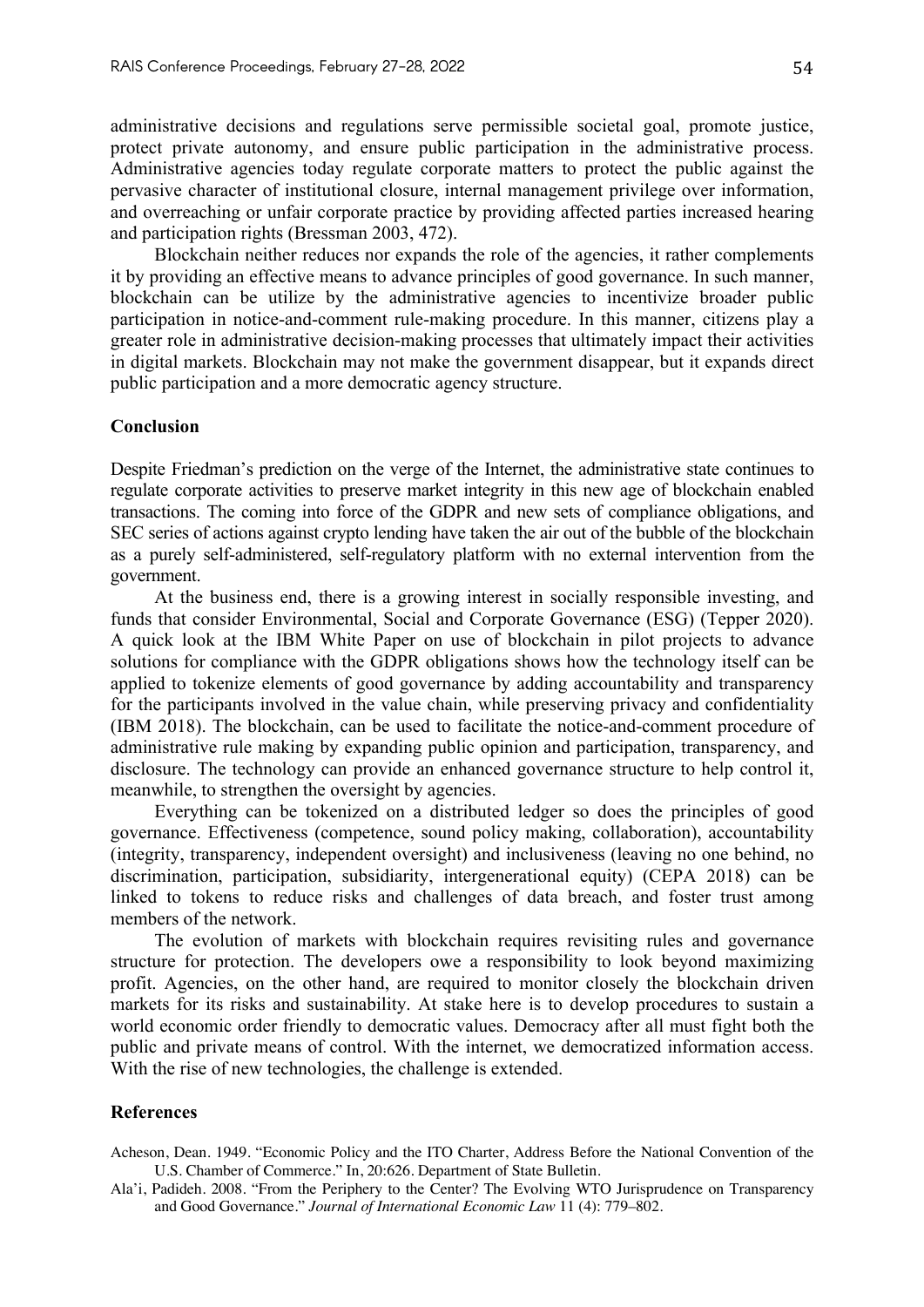administrative decisions and regulations serve permissible societal goal, promote justice, protect private autonomy, and ensure public participation in the administrative process. Administrative agencies today regulate corporate matters to protect the public against the pervasive character of institutional closure, internal management privilege over information, and overreaching or unfair corporate practice by providing affected parties increased hearing and participation rights (Bressman 2003, 472).

Blockchain neither reduces nor expands the role of the agencies, it rather complements it by providing an effective means to advance principles of good governance. In such manner, blockchain can be utilize by the administrative agencies to incentivize broader public participation in notice-and-comment rule-making procedure. In this manner, citizens play a greater role in administrative decision-making processes that ultimately impact their activities in digital markets. Blockchain may not make the government disappear, but it expands direct public participation and a more democratic agency structure.

## Conclusion

Despite Friedman's prediction on the verge of the Internet, the administrative state continues to regulate corporate activities to preserve market integrity in this new age of blockchain enabled transactions. The coming into force of the GDPR and new sets of compliance obligations, and SEC series of actions against crypto lending have taken the air out of the bubble of the blockchain as a purely self-administered, self-regulatory platform with no external intervention from the government.

At the business end, there is a growing interest in socially responsible investing, and funds that consider Environmental, Social and Corporate Governance (ESG) (Tepper 2020). A quick look at the IBM White Paper on use of blockchain in pilot projects to advance solutions for compliance with the GDPR obligations shows how the technology itself can be applied to tokenize elements of good governance by adding accountability and transparency for the participants involved in the value chain, while preserving privacy and confidentiality (IBM 2018). The blockchain, can be used to facilitate the notice-and-comment procedure of administrative rule making by expanding public opinion and participation, transparency, and disclosure. The technology can provide an enhanced governance structure to help control it, meanwhile, to strengthen the oversight by agencies.

Everything can be tokenized on a distributed ledger so does the principles of good governance. Effectiveness (competence, sound policy making, collaboration), accountability (integrity, transparency, independent oversight) and inclusiveness (leaving no one behind, no discrimination, participation, subsidiarity, intergenerational equity) (CEPA 2018) can be linked to tokens to reduce risks and challenges of data breach, and foster trust among members of the network.

The evolution of markets with blockchain requires revisiting rules and governance structure for protection. The developers owe a responsibility to look beyond maximizing profit. Agencies, on the other hand, are required to monitor closely the blockchain driven markets for its risks and sustainability. At stake here is to develop procedures to sustain a world economic order friendly to democratic values. Democracy after all must fight both the public and private means of control. With the internet, we democratized information access. With the rise of new technologies, the challenge is extended.

## References

Acheson, Dean. 1949. "Economic Policy and the ITO Charter, Address Before the National Convention of the U.S. Chamber of Commerce." In, 20:626. Department of State Bulletin.

Ala'i, Padideh. 2008. "From the Periphery to the Center? The Evolving WTO Jurisprudence on Transparency and Good Governance." *Journal of International Economic Law* 11 (4): 779–802.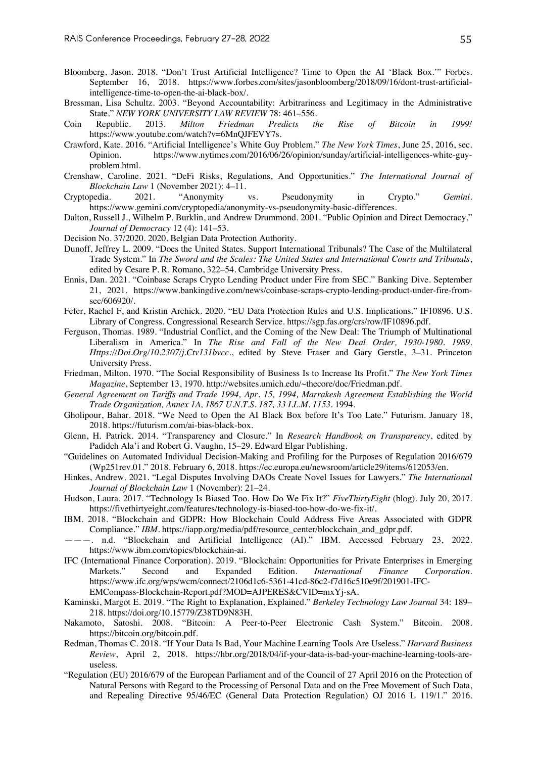Bloomberg, Jason. 2018. "Don't Trust Artificial Intelligence? Time to Open the AI 'Black Box.'" Forbes. September 16, 2018. https://www.forbes.com/sites/jasonbloomberg/2018/09/16/dont-trust-artificial-intelligence-time-to-open-the-ai-black-box/.

Bressman, Lisa Schultz. 2003. "Beyond Accountability: Arbitrariness and Legitimacy in the Administrative State." *NEW YORK UNIVERSITY LAW REVIEW* 78: 461–556.

Coin Republic. 2013. *Milton Friedman Predicts the Rise of Bitcoin in 1999!* https://www.youtube.com/watch?v=6MnQJFEVY7s.

Crawford, Kate. 2016. "Artificial Intelligence's White Guy Problem." *The New York Times*, June 25, 2016, sec. Opinion. https://www.nytimes.com/2016/06/26/opinion/sunday/artificial-intelligences-white-guy-problem.html.

Crenshaw, Caroline. 2021. "DeFi Risks, Regulations, And Opportunities." *The International Journal of Blockchain Law* 1 (November 2021): 4–11.

Cryptopedia. 2021. "Anonymity vs. Pseudonymity in Crypto." *Gemini*. https://www.gemini.com/cryptopedia/anonymity-vs-pseudonymity-basic-differences.

Dalton, Russell J., Wilhelm P. Burklin, and Andrew Drummond. 2001. "Public Opinion and Direct Democracy." *Journal of Democracy* 12 (4): 141–53.

Decision No. 37/2020. 2020. Belgian Data Protection Authority.

Dunoff, Jeffrey L. 2009. "Does the United States. Support International Tribunals? The Case of the Multilateral Trade System." In *The Sword and the Scales: The United States and International Courts and Tribunals*, edited by Cesare P. R. Romano, 322–54. Cambridge University Press.

Ennis, Dan. 2021. "Coinbase Scraps Crypto Lending Product under Fire from SEC." Banking Dive. September 21, 2021. https://www.bankingdive.com/news/coinbase-scraps-crypto-lending-product-under-fire-from-sec/606920/.

Fefer, Rachel F, and Kristin Archick. 2020. "EU Data Protection Rules and U.S. Implications." IF10896. U.S. Library of Congress. Congressional Research Service. https://sgp.fas.org/crs/row/IF10896.pdf.

Ferguson, Thomas. 1989. "Industrial Conflict, and the Coming of the New Deal: The Triumph of Multinational Liberalism in America." In *The Rise and Fall of the New Deal Order, 1930-1980. 1989. Https://Doi.Org/10.2307/j.Ctv131bvcc.*, edited by Steve Fraser and Gary Gerstle, 3–31. Princeton University Press.

Friedman, Milton. 1970. "The Social Responsibility of Business Is to Increase Its Profit." *The New York Times Magazine*, September 13, 1970. http://websites.umich.edu/~thecore/doc/Friedman.pdf.

*General Agreement on Tariffs and Trade 1994, Apr. 15, 1994, Marrakesh Agreement Establishing the World Trade Organization, Annex 1A, 1867 U.N.T.S. 187, 33 I.L.M. 1153*. 1994.

Gholipour, Bahar. 2018. "We Need to Open the AI Black Box before It's Too Late." Futurism. January 18, 2018. https://futurism.com/ai-bias-black-box.

Glenn, H. Patrick. 2014. "Transparency and Closure." In *Research Handbook on Transparency*, edited by Padideh Ala'i and Robert G. Vaughn, 15–29. Edward Elgar Publishing.

"Guidelines on Automated Individual Decision-Making and Profiling for the Purposes of Regulation 2016/679 (Wp251rev.01." 2018. February 6, 2018. https://ec.europa.eu/newsroom/article29/items/612053/en.

Hinkes, Andrew. 2021. "Legal Disputes Involving DAOs Create Novel Issues for Lawyers." *The International Journal of Blockchain Law* 1 (November): 21–24.

Hudson, Laura. 2017. "Technology Is Biased Too. How Do We Fix It?" *FiveThirtyEight* (blog). July 20, 2017. https://fivethirtyeight.com/features/technology-is-biased-too-how-do-we-fix-it/.

IBM. 2018. "Blockchain and GDPR: How Blockchain Could Address Five Areas Associated with GDPR Compliance." *IBM*. https://iapp.org/media/pdf/resource_center/blockchain_and_gdpr.pdf.

———. n.d. "Blockchain and Artificial Intelligence (AI)." IBM. Accessed February 23, 2022. https://www.ibm.com/topics/blockchain-ai.

IFC (International Finance Corporation). 2019. "Blockchain: Opportunities for Private Enterprises in Emerging Markets." Second and Expanded Edition. *International Finance Corporation*. https://www.ifc.org/wps/wcm/connect/2106d1c6-5361-41cd-86c2-f7d16c510e9f/201901-IFC-EMCompass-Blockchain-Report.pdf?MOD=AJPERES&CVID=mxYj-sA.

Kaminski, Margot E. 2019. "The Right to Explanation, Explained." *Berkeley Technology Law Journal* 34: 189–218. https://doi.org/10.15779/Z38TD9N83H.

Nakamoto, Satoshi. 2008. "Bitcoin: A Peer-to-Peer Electronic Cash System." Bitcoin. 2008. https://bitcoin.org/bitcoin.pdf.

Redman, Thomas C. 2018. "If Your Data Is Bad, Your Machine Learning Tools Are Useless." *Harvard Business Review*, April 2, 2018. https://hbr.org/2018/04/if-your-data-is-bad-your-machine-learning-tools-are-useless.

"Regulation (EU) 2016/679 of the European Parliament and of the Council of 27 April 2016 on the Protection of Natural Persons with Regard to the Processing of Personal Data and on the Free Movement of Such Data, and Repealing Directive 95/46/EC (General Data Protection Regulation) OJ 2016 L 119/1." 2016.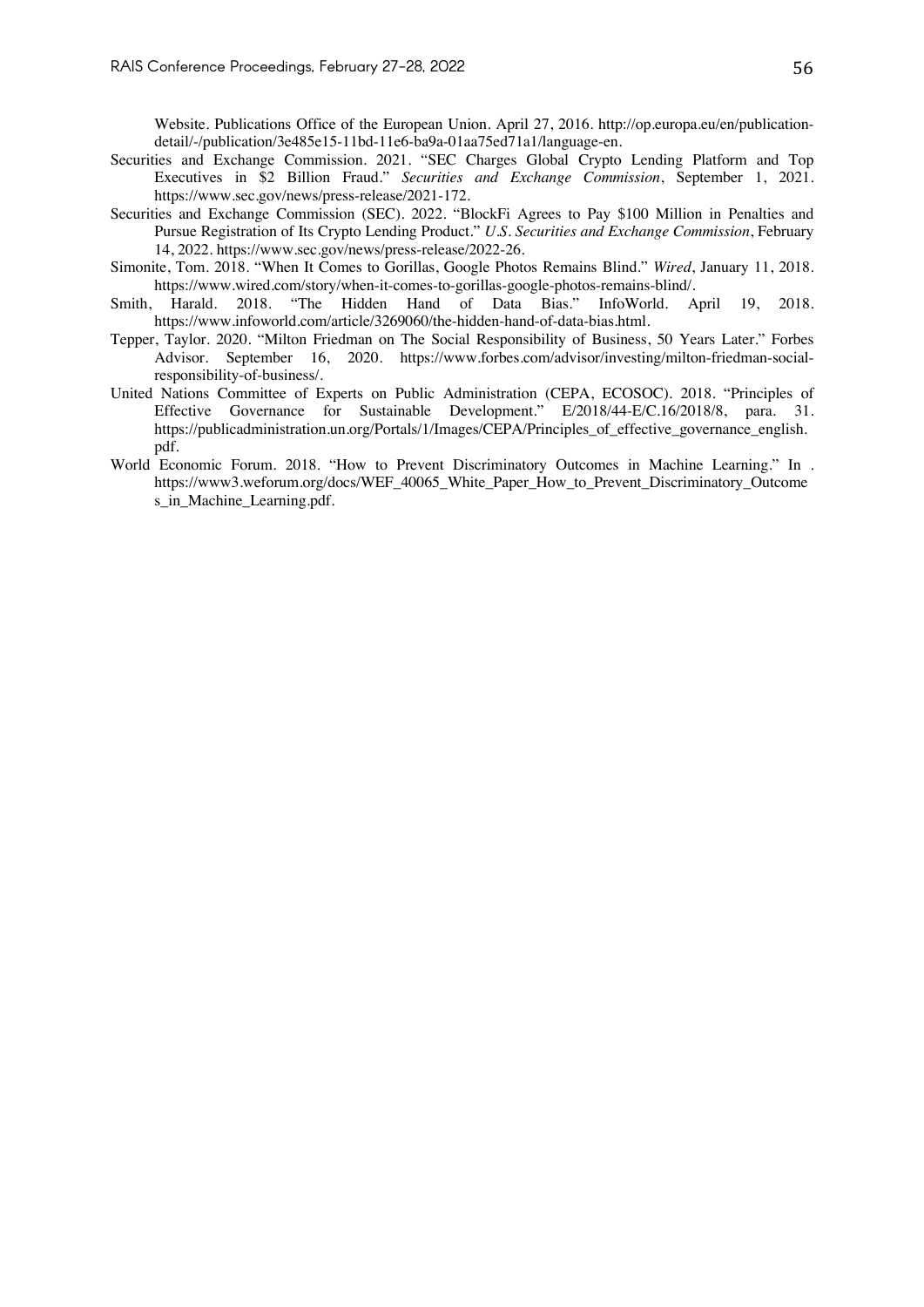Website. Publications Office of the European Union. April 27, 2016. http://op.europa.eu/en/publication-detail/-/publication/3e485e15-11bd-11e6-ba9a-01aa75ed71a1/language-en.

Securities and Exchange Commission. 2021. "SEC Charges Global Crypto Lending Platform and Top Executives in $2 Billion Fraud." *Securities and Exchange Commission*, September 1, 2021. https://www.sec.gov/news/press-release/2021-172.

Securities and Exchange Commission (SEC). 2022. "BlockFi Agrees to Pay $100 Million in Penalties and Pursue Registration of Its Crypto Lending Product." *U.S. Securities and Exchange Commission*, February 14, 2022. https://www.sec.gov/news/press-release/2022-26.

Simonite, Tom. 2018. "When It Comes to Gorillas, Google Photos Remains Blind." *Wired*, January 11, 2018. https://www.wired.com/story/when-it-comes-to-gorillas-google-photos-remains-blind/.

Smith, Harald. 2018. "The Hidden Hand of Data Bias." InfoWorld. April 19, 2018. https://www.infoworld.com/article/3269060/the-hidden-hand-of-data-bias.html.

Tepper, Taylor. 2020. "Milton Friedman on The Social Responsibility of Business, 50 Years Later." Forbes Advisor. September 16, 2020. https://www.forbes.com/advisor/investing/milton-friedman-social-responsibility-of-business/.

United Nations Committee of Experts on Public Administration (CEPA, ECOSOC). 2018. "Principles of Effective Governance for Sustainable Development." E/2018/44-E/C.16/2018/8, para. 31. https://publicadministration.un.org/Portals/1/Images/CEPA/Principles_of_effective_governance_english.pdf.

World Economic Forum. 2018. "How to Prevent Discriminatory Outcomes in Machine Learning." In . https://www3.weforum.org/docs/WEF_40065_White_Paper_How_to_Prevent_Discriminatory_Outcomes_in_Machine_Learning.pdf.